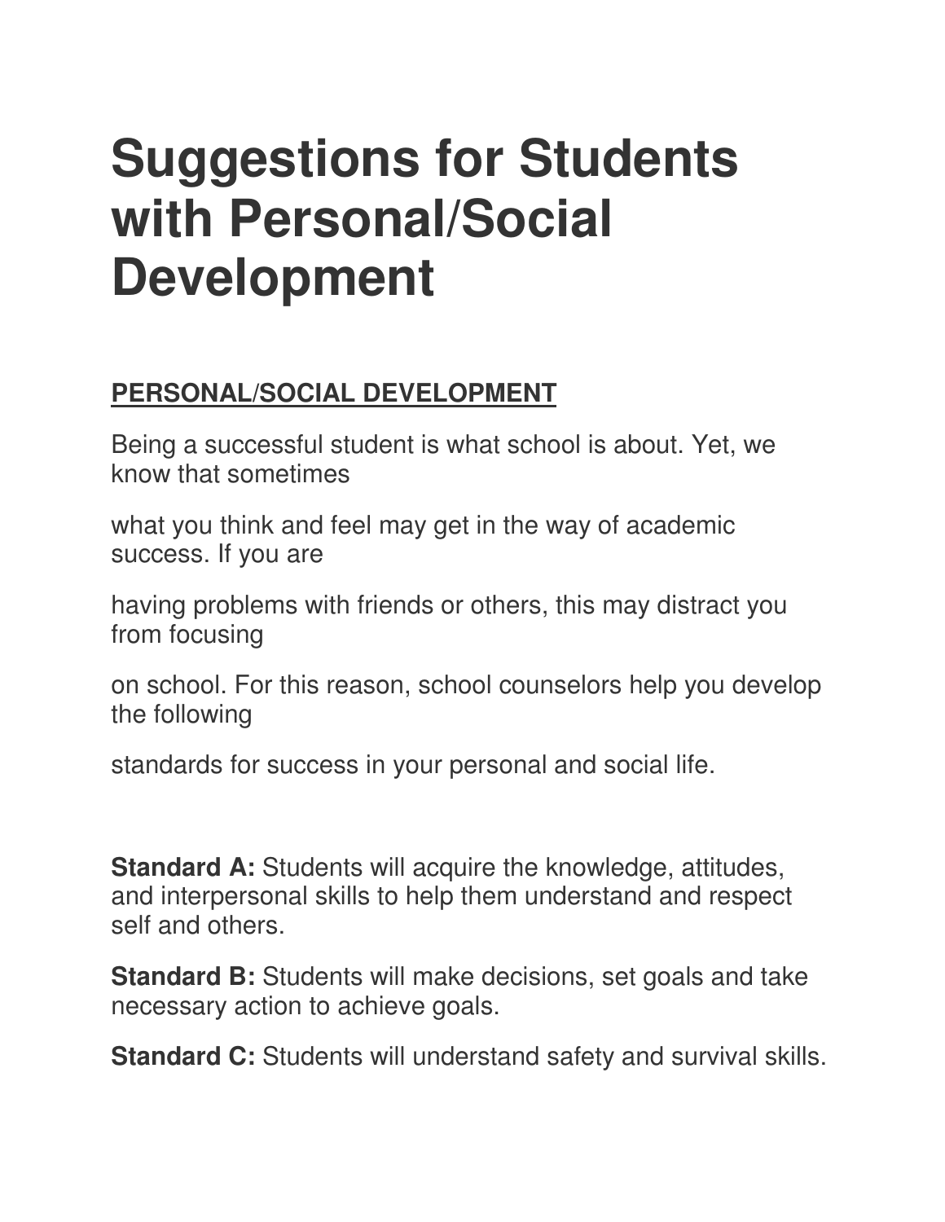# Suggestions for Students with Personal/Social Development

**PERSONAL/SOCIAL DEVELOPMENT**

Being a successful student is what school is about. Yet, we know that sometimes what you think and feel may get in the way of academic success. If you are having problems with friends or others, this may distract you from focusing on school. For this reason, school counselors help you develop the following standards for success in your personal and social life.

**Standard A:** Students will acquire the knowledge, attitudes, and interpersonal skills to help them understand and respect self and others.

**Standard B:** Students will make decisions, set goals and take necessary action to achieve goals.

**Standard C:** Students will understand safety and survival skills.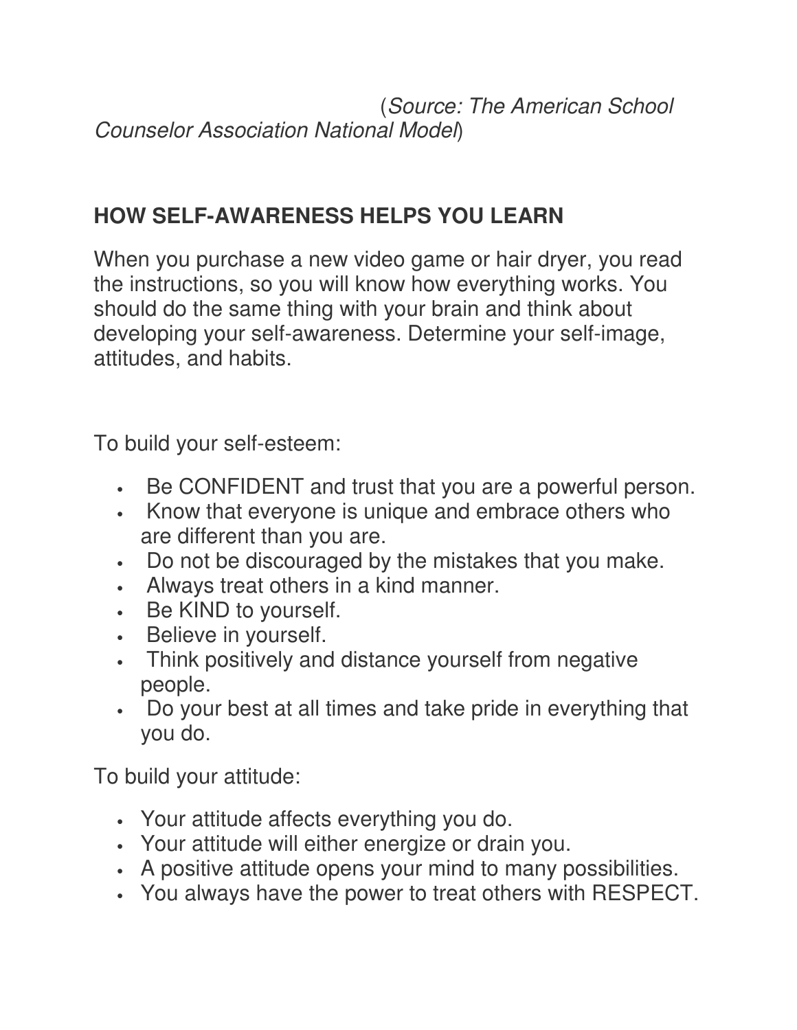(*Source: The American School Counselor Association National Model*)

## HOW SELF-AWARENESS HELPS YOU LEARN

When you purchase a new video game or hair dryer, you read the instructions, so you will know how everything works. You should do the same thing with your brain and think about developing your self-awareness. Determine your self-image, attitudes, and habits.

To build your self-esteem:

- Be CONFIDENT and trust that you are a powerful person.
- Know that everyone is unique and embrace others who are different than you are.
- Do not be discouraged by the mistakes that you make.
- Always treat others in a kind manner.
- Be KIND to yourself.
- Believe in yourself.
- Think positively and distance yourself from negative people.
- Do your best at all times and take pride in everything that you do.

To build your attitude:

- Your attitude affects everything you do.
- Your attitude will either energize or drain you.
- A positive attitude opens your mind to many possibilities.
- You always have the power to treat others with RESPECT.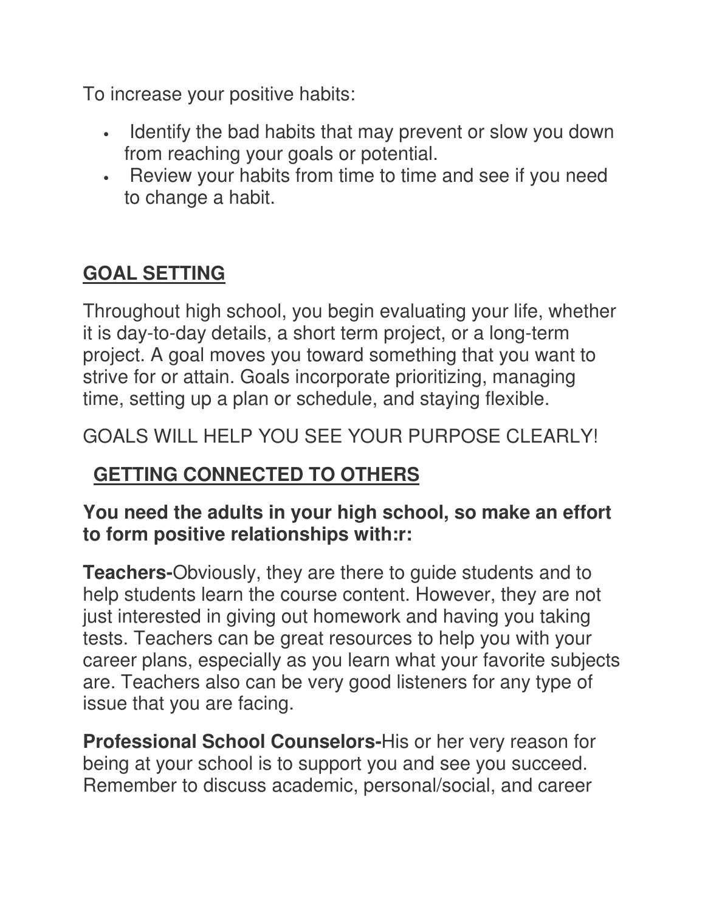To increase your positive habits:

- Identify the bad habits that may prevent or slow you down from reaching your goals or potential.
- Review your habits from time to time and see if you need to change a habit.

## GOAL SETTING

Throughout high school, you begin evaluating your life, whether it is day-to-day details, a short term project, or a long-term project. A goal moves you toward something that you want to strive for or attain. Goals incorporate prioritizing, managing time, setting up a plan or schedule, and staying flexible.

GOALS WILL HELP YOU SEE YOUR PURPOSE CLEARLY!

## GETTING CONNECTED TO OTHERS

**You need the adults in your high school, so make an effort to form positive relationships with:r:**

**Teachers-**Obviously, they are there to guide students and to help students learn the course content. However, they are not just interested in giving out homework and having you taking tests. Teachers can be great resources to help you with your career plans, especially as you learn what your favorite subjects are. Teachers also can be very good listeners for any type of issue that you are facing.

**Professional School Counselors-**His or her very reason for being at your school is to support you and see you succeed. Remember to discuss academic, personal/social, and career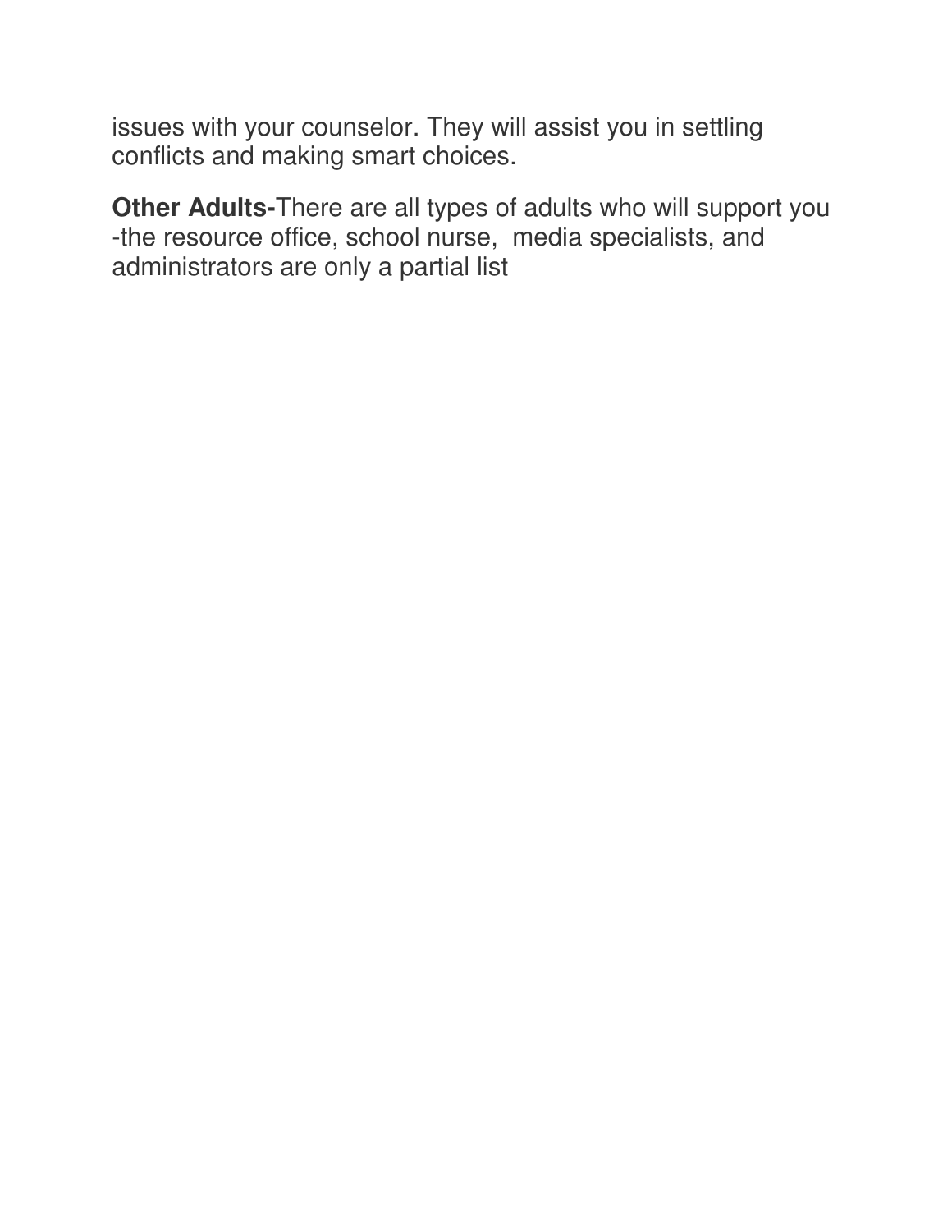issues with your counselor. They will assist you in settling conflicts and making smart choices.

**Other Adults-**There are all types of adults who will support you -the resource office, school nurse, media specialists, and administrators are only a partial list